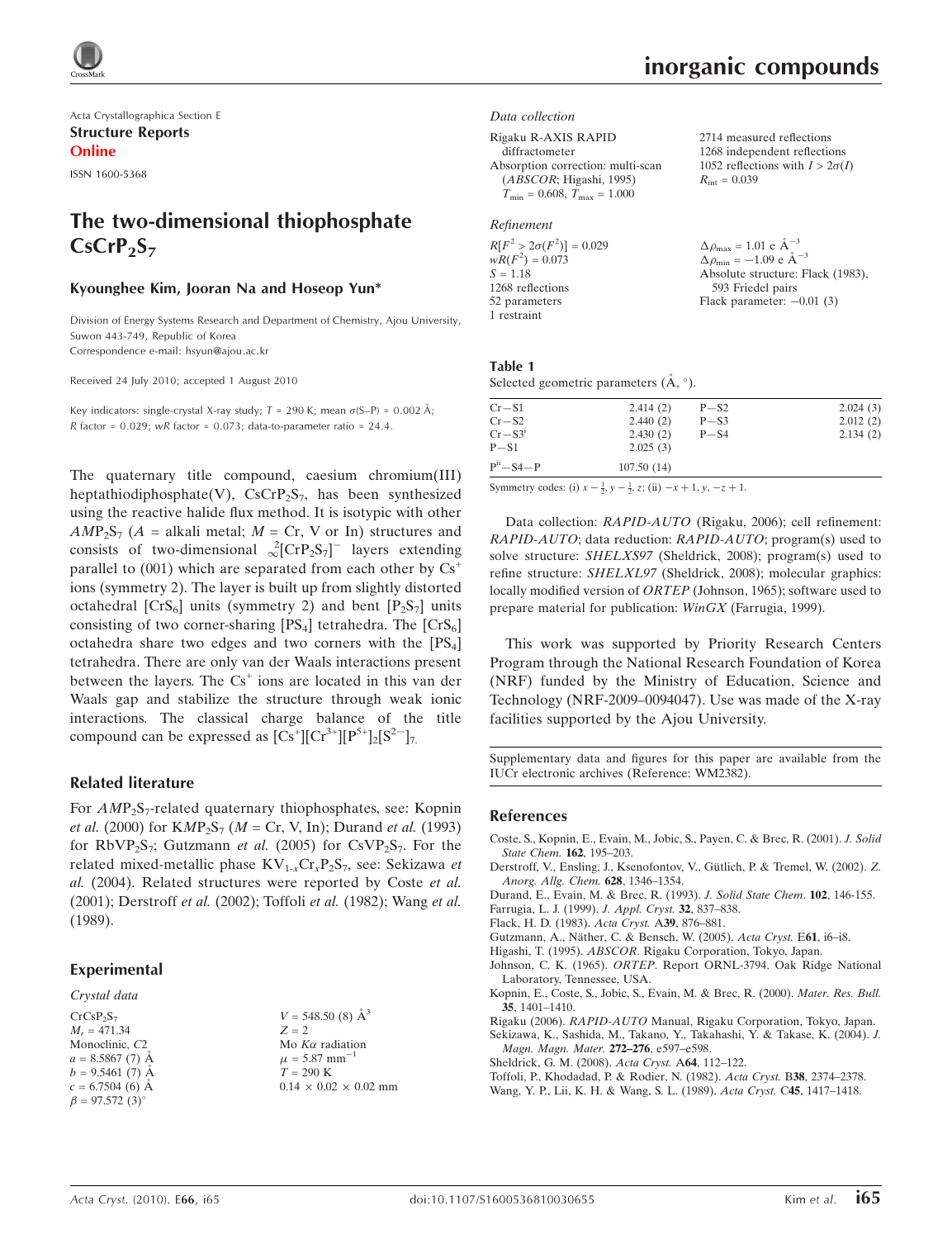Acta Crystallographica Section E

**Structure Reports**

**Online**

ISSN 1600-5368

# The two-dimensional thiophosphate $CsCrP_2S_7$

**Kyounghee Kim, Jooran Na and Hoseop Yun***

Division of Energy Systems Research and Department of Chemistry, Ajou University, Suwon 443-749, Republic of Korea
Correspondence e-mail: hsyun@ajou.ac.kr

Received 24 July 2010; accepted 1 August 2010

Key indicators: single-crystal X-ray study; $T$ = 290 K; mean $\sigma$(S–P) = 0.002 Å; $R$ factor = 0.029; $wR$ factor = 0.073; data-to-parameter ratio = 24.4.

The quaternary title compound, caesium chromium(III) heptathiodiphosphate(V), $CsCrP_2S_7$, has been synthesized using the reactive halide flux method. It is isotypic with other $AMP_2S_7$ ($A$ = alkali metal; $M$ = Cr, V or In) structures and consists of two-dimensional ${}^{2}_{\infty}[CrP_2S_7]^-$ layers extending parallel to (001) which are separated from each other by $Cs^+$ ions (symmetry 2). The layer is built up from slightly distorted octahedral $[CrS_6]$ units (symmetry 2) and bent $[P_2S_7]$ units consisting of two corner-sharing $[PS_4]$ tetrahedra. The $[CrS_6]$ octahedra share two edges and two corners with the $[PS_4]$ tetrahedra. There are only van der Waals interactions present between the layers. The $Cs^+$ ions are located in this van der Waals gap and stabilize the structure through weak ionic interactions. The classical charge balance of the title compound can be expressed as $[Cs^+][Cr^{3+}][P^{5+}]_2[S^{2-}]_7$.

## Related literature

For $AMP_2S_7$-related quaternary thiophosphates, see: Kopnin *et al.* (2000) for $KMP_2S_7$ ($M$ = Cr, V, In); Durand *et al.* (1993) for $RbVP_2S_7$; Gutzmann *et al.* (2005) for $CsVP_2S_7$. For the related mixed-metallic phase $KV_{1-x}Cr_xP_2S_7$, see: Sekizawa *et al.* (2004). Related structures were reported by Coste *et al.* (2001); Derstroff *et al.* (2002); Toffoli *et al.* (1982); Wang *et al.* (1989).

## Experimental

### Crystal data

$CrCsP_2S_7$
$M_r$ = 471.34
Monoclinic, $C2$
$a$ = 8.5867 (7) Å
$b$ = 9.5461 (7) Å
$c$ = 6.7504 (6) Å
$\beta$ = 97.572 (3)°
$V$ = 548.50 (8) Å$^3$
$Z$ = 2
Mo $K\alpha$ radiation
$\mu$ = 5.87 mm$^{-1}$
$T$ = 290 K
0.14 × 0.02 × 0.02 mm

### Data collection

Rigaku R-AXIS RAPID diffractometer
Absorption correction: multi-scan (*ABSCOR*; Higashi, 1995)
$T_{min}$ = 0.608, $T_{max}$ = 1.000
2714 measured reflections
1268 independent reflections
1052 reflections with $I > 2\sigma(I)$
$R_{int}$ = 0.039

### Refinement

$R[F^2 > 2\sigma(F^2)]$ = 0.029
$wR(F^2)$ = 0.073
$S$ = 1.18
1268 reflections
52 parameters
1 restraint
$\Delta\rho_{max}$ = 1.01 e Å$^{-3}$
$\Delta\rho_{min}$ = −1.09 e Å$^{-3}$
Absolute structure: Flack (1983), 593 Friedel pairs
Flack parameter: −0.01 (3)

**Table 1**
Selected geometric parameters (Å, °).

| | | | |
|---|---|---|---|
| Cr—S1 | 2.414 (2) | P—S2 | 2.024 (3) |
| Cr—S2 | 2.440 (2) | P—S3 | 2.012 (2) |
| Cr—S3$^i$ | 2.430 (2) | P—S4 | 2.134 (2) |
| P—S1 | 2.025 (3) | | |
| P$^{ii}$—S4—P | 107.50 (14) | | |

Symmetry codes: (i) $x - \frac{1}{2}, y - \frac{1}{2}, z$; (ii) $-x + 1, y, -z + 1$.

Data collection: *RAPID-AUTO* (Rigaku, 2006); cell refinement: *RAPID-AUTO*; data reduction: *RAPID-AUTO*; program(s) used to solve structure: *SHELXS97* (Sheldrick, 2008); program(s) used to refine structure: *SHELXL97* (Sheldrick, 2008); molecular graphics: locally modified version of *ORTEP* (Johnson, 1965); software used to prepare material for publication: *WinGX* (Farrugia, 1999).

This work was supported by Priority Research Centers Program through the National Research Foundation of Korea (NRF) funded by the Ministry of Education, Science and Technology (NRF-2009–0094047). Use was made of the X-ray facilities supported by the Ajou University.

Supplementary data and figures for this paper are available from the IUCr electronic archives (Reference: WM2382).

## References

Coste, S., Kopnin, E., Evain, M., Jobic, S., Payen, C. & Brec, R. (2001). *J. Solid State Chem.* **162**, 195–203.
Derstroff, V., Ensling, J., Ksenofontov, V., Gütlich, P. & Tremel, W. (2002). *Z. Anorg. Allg. Chem.* **628**, 1346–1354.
Durand, E., Evain, M. & Brec, R. (1993). *J. Solid State Chem.* **102**, 146-155.
Farrugia, L. J. (1999). *J. Appl. Cryst.* **32**, 837–838.
Flack, H. D. (1983). *Acta Cryst.* A**39**, 876–881.
Gutzmann, A., Näther, C. & Bensch, W. (2005). *Acta Cryst.* E**61**, i6–i8.
Higashi, T. (1995). *ABSCOR*. Rigaku Corporation, Tokyo, Japan.
Johnson, C. K. (1965). *ORTEP*. Report ORNL-3794. Oak Ridge National Laboratory, Tennessee, USA.
Kopnin, E., Coste, S., Jobic, S., Evain, M. & Brec, R. (2000). *Mater. Res. Bull.* **35**, 1401–1410.
Rigaku (2006). *RAPID-AUTO* Manual, Rigaku Corporation, Tokyo, Japan.
Sekizawa, K., Sashida, M., Takano, Y., Takahashi, Y. & Takase, K. (2004). *J. Magn. Magn. Mater.* **272–276**, e597–e598.
Sheldrick, G. M. (2008). *Acta Cryst.* A**64**, 112–122.
Toffoli, P., Khodadad, P. & Rodier, N. (1982). *Acta Cryst.* B**38**, 2374–2378.
Wang, Y. P., Lii, K. H. & Wang, S. L. (1989). *Acta Cryst.* C**45**, 1417–1418.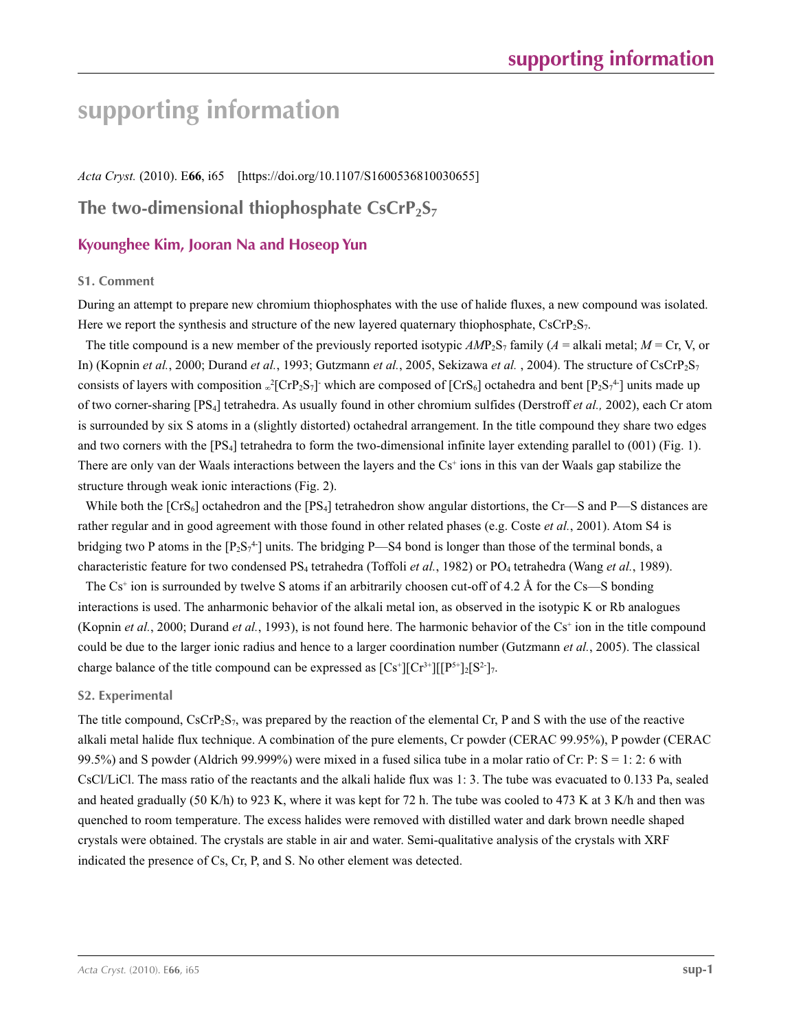# supporting information

*Acta Cryst.* (2010). E**66**, i65 [https://doi.org/10.1107/S1600536810030655]

## The two-dimensional thiophosphate $CsCrP_2S_7$

### Kyounghee Kim, Jooran Na and Hoseop Yun

#### S1. Comment

During an attempt to prepare new chromium thiophosphates with the use of halide fluxes, a new compound was isolated. Here we report the synthesis and structure of the new layered quaternary thiophosphate, $CsCrP_2S_7$.

The title compound is a new member of the previously reported isotypic $AMP_2S_7$ family (*A* = alkali metal; *M* = Cr, V, or In) (Kopnin *et al.*, 2000; Durand *et al.*, 1993; Gutzmann *et al.*, 2005, Sekizawa *et al.* , 2004). The structure of $CsCrP_2S_7$ consists of layers with composition $_\infty^2[CrP_2S_7]^-$ which are composed of $[CrS_6]$ octahedra and bent $[P_2S_7^{4-}]$ units made up of two corner-sharing $[PS_4]$ tetrahedra. As usually found in other chromium sulfides (Derstroff *et al.,* 2002), each Cr atom is surrounded by six S atoms in a (slightly distorted) octahedral arrangement. In the title compound they share two edges and two corners with the $[PS_4]$ tetrahedra to form the two-dimensional infinite layer extending parallel to (001) (Fig. 1). There are only van der Waals interactions between the layers and the $Cs^+$ ions in this van der Waals gap stabilize the structure through weak ionic interactions (Fig. 2).

While both the $[CrS_6]$ octahedron and the $[PS_4]$ tetrahedron show angular distortions, the Cr—S and P—S distances are rather regular and in good agreement with those found in other related phases (e.g. Coste *et al.*, 2001). Atom S4 is bridging two P atoms in the $[P_2S_7^{4-}]$ units. The bridging P—S4 bond is longer than those of the terminal bonds, a characteristic feature for two condensed $PS_4$ tetrahedra (Toffoli *et al.*, 1982) or $PO_4$ tetrahedra (Wang *et al.*, 1989).

The $Cs^+$ ion is surrounded by twelve S atoms if an arbitrarily choosen cut-off of 4.2 Å for the Cs—S bonding interactions is used. The anharmonic behavior of the alkali metal ion, as observed in the isotypic K or Rb analogues (Kopnin *et al.*, 2000; Durand *et al.*, 1993), is not found here. The harmonic behavior of the $Cs^+$ ion in the title compound could be due to the larger ionic radius and hence to a larger coordination number (Gutzmann *et al.*, 2005). The classical charge balance of the title compound can be expressed as $[Cs^+][Cr^{3+}][[P^{5+}]_2[S^{2-}]_7$.

#### S2. Experimental

The title compound, $CsCrP_2S_7$, was prepared by the reaction of the elemental Cr, P and S with the use of the reactive alkali metal halide flux technique. A combination of the pure elements, Cr powder (CERAC 99.95%), P powder (CERAC 99.5%) and S powder (Aldrich 99.999%) were mixed in a fused silica tube in a molar ratio of Cr: P: S = 1: 2: 6 with CsCl/LiCl. The mass ratio of the reactants and the alkali halide flux was 1: 3. The tube was evacuated to 0.133 Pa, sealed and heated gradually (50 K/h) to 923 K, where it was kept for 72 h. The tube was cooled to 473 K at 3 K/h and then was quenched to room temperature. The excess halides were removed with distilled water and dark brown needle shaped crystals were obtained. The crystals are stable in air and water. Semi-qualitative analysis of the crystals with XRF indicated the presence of Cs, Cr, P, and S. No other element was detected.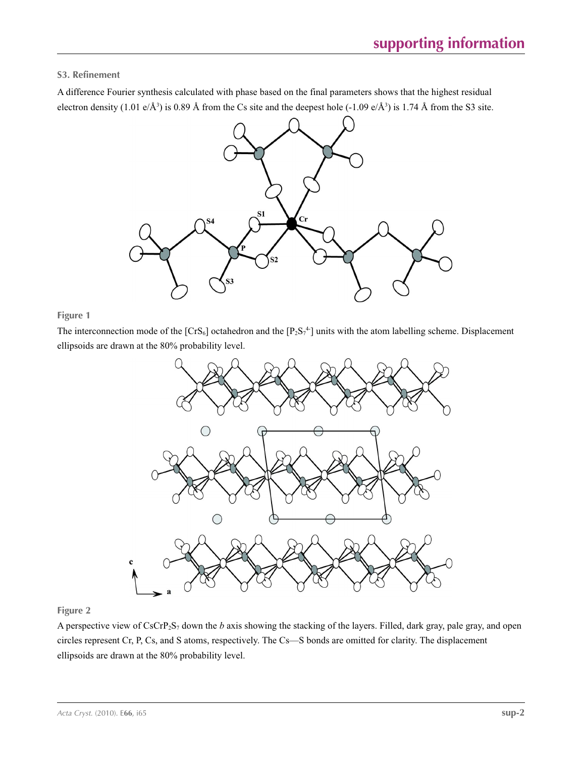### S3. Refinement

A difference Fourier synthesis calculated with phase based on the final parameters shows that the highest residual electron density (1.01 e/Å$^3$) is 0.89 Å from the Cs site and the deepest hole (-1.09 e/Å$^3$) is 1.74 Å from the S3 site.

**Figure 1**

The interconnection mode of the [$CrS_6$] octahedron and the [$P_2S_7^{4-}$] units with the atom labelling scheme. Displacement ellipsoids are drawn at the 80% probability level.

**Figure 2**

A perspective view of $CsCrP_2S_7$ down the *b* axis showing the stacking of the layers. Filled, dark gray, pale gray, and open circles represent Cr, P, Cs, and S atoms, respectively. The Cs—S bonds are omitted for clarity. The displacement ellipsoids are drawn at the 80% probability level.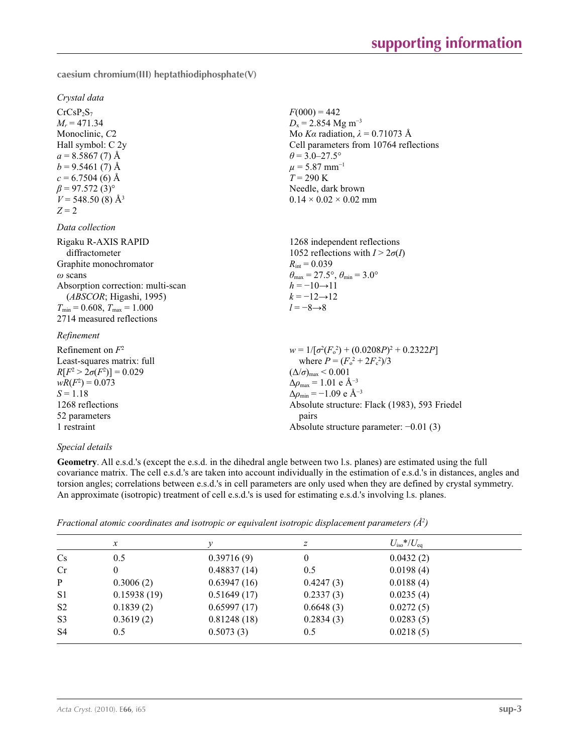**caesium chromium(III) heptathiodiphosphate(V)**

*Crystal data*

$CrCsP_2S_7$
$M_r = 471.34$
Monoclinic, $C2$
Hall symbol: C 2y
$a = 8.5867$ (7) Å
$b = 9.5461$ (7) Å
$c = 6.7504$ (6) Å
$\beta = 97.572$ (3)°
$V = 548.50$ (8) Å$^3$
$Z = 2$

$F(000) = 442$
$D_x = 2.854$ Mg m$^{-3}$
Mo $K\alpha$ radiation, $\lambda = 0.71073$ Å
Cell parameters from 10764 reflections
$\theta = 3.0$–27.5°
$\mu = 5.87$ mm$^{-1}$
$T = 290$ K
Needle, dark brown
0.14 × 0.02 × 0.02 mm

*Data collection*

Rigaku R-AXIS RAPID diffractometer
Graphite monochromator
$\omega$ scans
Absorption correction: multi-scan (*ABSCOR*; Higashi, 1995)
$T_{min} = 0.608$, $T_{max} = 1.000$
2714 measured reflections

1268 independent reflections
1052 reflections with $I > 2\sigma(I)$
$R_{int} = 0.039$
$\theta_{max} = 27.5°$, $\theta_{min} = 3.0°$
$h = -10 \rightarrow 11$
$k = -12 \rightarrow 12$
$l = -8 \rightarrow 8$

*Refinement*

Refinement on $F^2$
Least-squares matrix: full
$R[F^2 > 2\sigma(F^2)] = 0.029$
$wR(F^2) = 0.073$
$S = 1.18$
1268 reflections
52 parameters
1 restraint

$w = 1/[\sigma^2(F_o^2) + (0.0208P)^2 + 0.2322P]$
where $P = (F_o^2 + 2F_c^2)/3$
$(\Delta/\sigma)_{max} < 0.001$
$\Delta\rho_{max} = 1.01$ e Å$^{-3}$
$\Delta\rho_{min} = -1.09$ e Å$^{-3}$
Absolute structure: Flack (1983), 593 Friedel pairs
Absolute structure parameter: −0.01 (3)

*Special details*

**Geometry**. All e.s.d.'s (except the e.s.d. in the dihedral angle between two l.s. planes) are estimated using the full covariance matrix. The cell e.s.d.'s are taken into account individually in the estimation of e.s.d.'s in distances, angles and torsion angles; correlations between e.s.d.'s in cell parameters are only used when they are defined by crystal symmetry. An approximate (isotropic) treatment of cell e.s.d.'s is used for estimating e.s.d.'s involving l.s. planes.

*Fractional atomic coordinates and isotropic or equivalent isotropic displacement parameters (Å$^2$)*

| | $x$ | $y$ | $z$ | $U_{iso}$\*/$U_{eq}$ |
|---|---|---|---|---|
| Cs | 0.5 | 0.39716 (9) | 0 | 0.0432 (2) |
| Cr | 0 | 0.48837 (14) | 0.5 | 0.0198 (4) |
| P | 0.3006 (2) | 0.63947 (16) | 0.4247 (3) | 0.0188 (4) |
| S1 | 0.15938 (19) | 0.51649 (17) | 0.2337 (3) | 0.0235 (4) |
| S2 | 0.1839 (2) | 0.65997 (17) | 0.6648 (3) | 0.0272 (5) |
| S3 | 0.3619 (2) | 0.81248 (18) | 0.2834 (3) | 0.0283 (5) |
| S4 | 0.5 | 0.5073 (3) | 0.5 | 0.0218 (5) |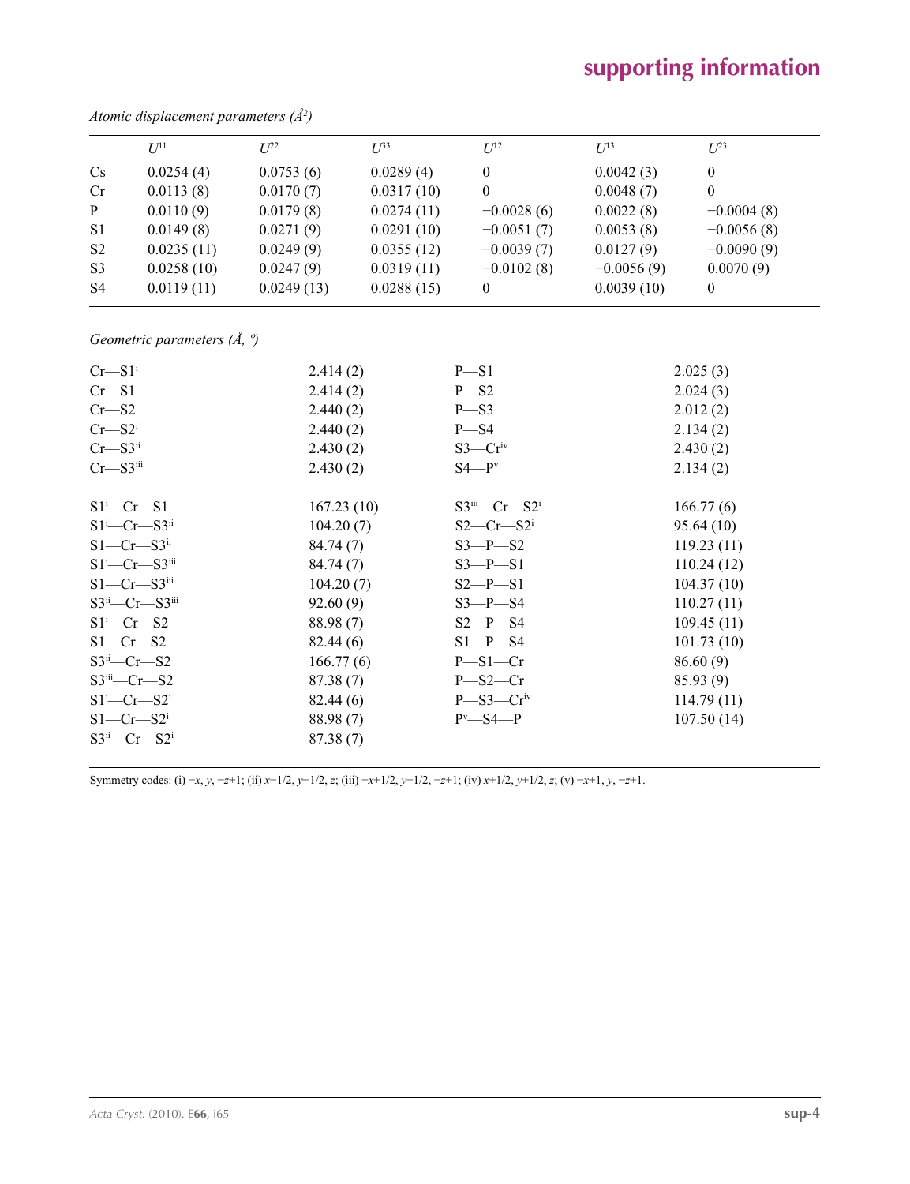*Atomic displacement parameters (Å²)*

| | $U^{11}$ | $U^{22}$ | $U^{33}$ | $U^{12}$ | $U^{13}$ | $U^{23}$ |
|---|---|---|---|---|---|---|
| Cs | 0.0254 (4) | 0.0753 (6) | 0.0289 (4) | 0 | 0.0042 (3) | 0 |
| Cr | 0.0113 (8) | 0.0170 (7) | 0.0317 (10) | 0 | 0.0048 (7) | 0 |
| P | 0.0110 (9) | 0.0179 (8) | 0.0274 (11) | −0.0028 (6) | 0.0022 (8) | −0.0004 (8) |
| S1 | 0.0149 (8) | 0.0271 (9) | 0.0291 (10) | −0.0051 (7) | 0.0053 (8) | −0.0056 (8) |
| S2 | 0.0235 (11) | 0.0249 (9) | 0.0355 (12) | −0.0039 (7) | 0.0127 (9) | −0.0090 (9) |
| S3 | 0.0258 (10) | 0.0247 (9) | 0.0319 (11) | −0.0102 (8) | −0.0056 (9) | 0.0070 (9) |
| S4 | 0.0119 (11) | 0.0249 (13) | 0.0288 (15) | 0 | 0.0039 (10) | 0 |

*Geometric parameters (Å, º)*

| | | | |
|---|---|---|---|
| Cr—S1$^{i}$ | 2.414 (2) | P—S1 | 2.025 (3) |
| Cr—S1 | 2.414 (2) | P—S2 | 2.024 (3) |
| Cr—S2 | 2.440 (2) | P—S3 | 2.012 (2) |
| Cr—S2$^{i}$ | 2.440 (2) | P—S4 | 2.134 (2) |
| Cr—S3$^{ii}$ | 2.430 (2) | S3—Cr$^{iv}$ | 2.430 (2) |
| Cr—S3$^{iii}$ | 2.430 (2) | S4—P$^{v}$ | 2.134 (2) |
| | | | |
| S1$^{i}$—Cr—S1 | 167.23 (10) | S3$^{iii}$—Cr—S2$^{i}$ | 166.77 (6) |
| S1$^{i}$—Cr—S3$^{ii}$ | 104.20 (7) | S2—Cr—S2$^{i}$ | 95.64 (10) |
| S1—Cr—S3$^{ii}$ | 84.74 (7) | S3—P—S2 | 119.23 (11) |
| S1$^{i}$—Cr—S3$^{iii}$ | 84.74 (7) | S3—P—S1 | 110.24 (12) |
| S1—Cr—S3$^{iii}$ | 104.20 (7) | S2—P—S1 | 104.37 (10) |
| S3$^{ii}$—Cr—S3$^{iii}$ | 92.60 (9) | S3—P—S4 | 110.27 (11) |
| S1$^{i}$—Cr—S2 | 88.98 (7) | S2—P—S4 | 109.45 (11) |
| S1—Cr—S2 | 82.44 (6) | S1—P—S4 | 101.73 (10) |
| S3$^{ii}$—Cr—S2 | 166.77 (6) | P—S1—Cr | 86.60 (9) |
| S3$^{iii}$—Cr—S2 | 87.38 (7) | P—S2—Cr | 85.93 (9) |
| S1$^{i}$—Cr—S2$^{i}$ | 82.44 (6) | P—S3—Cr$^{iv}$ | 114.79 (11) |
| S1—Cr—S2$^{i}$ | 88.98 (7) | P$^{v}$—S4—P | 107.50 (14) |
| S3$^{ii}$—Cr—S2$^{i}$ | 87.38 (7) | | |

Symmetry codes: (i) −*x*, *y*, −*z*+1; (ii) *x*−1/2, *y*−1/2, *z*; (iii) −*x*+1/2, *y*−1/2, −*z*+1; (iv) *x*+1/2, *y*+1/2, *z*; (v) −*x*+1, *y*, −*z*+1.